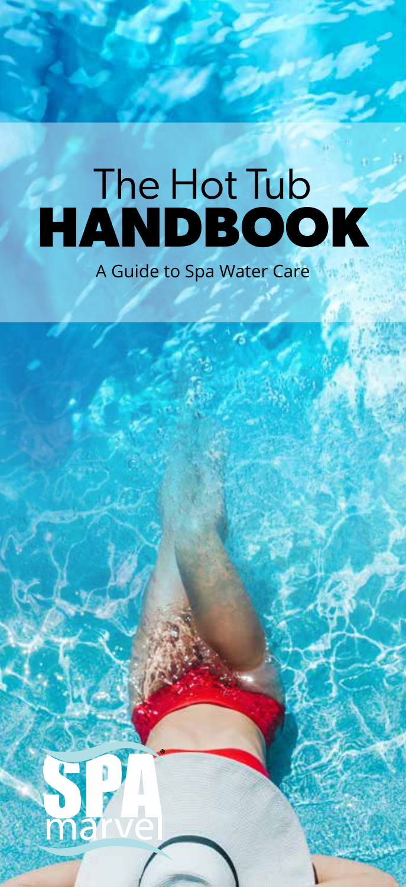# The Hot Tub HANDBOOK

A Guide to Spa Water Care

SPA marvel®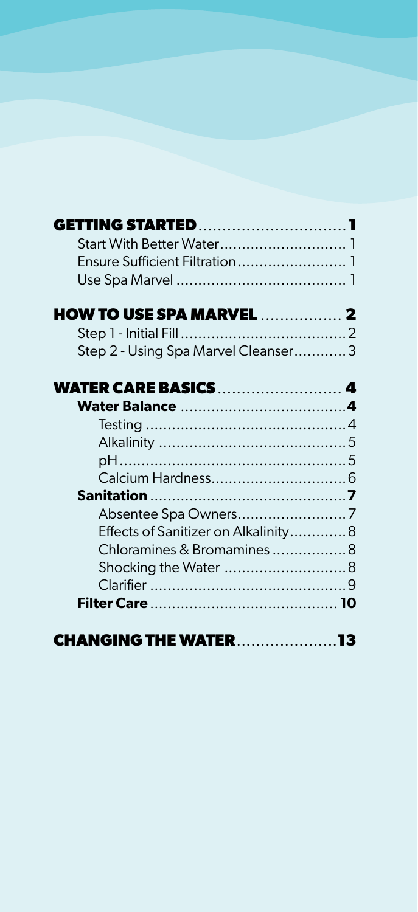**GETTING STARTED** ..... **1**

- Start With Better Water ..... 1
- Ensure Sufficient Filtration ..... 1
- Use Spa Marvel ..... 1

**HOW TO USE SPA MARVEL** ..... **2**

- Step 1 - Initial Fill ..... 2
- Step 2 - Using Spa Marvel Cleanser ..... 3

**WATER CARE BASICS** ..... **4**

- **Water Balance** ..... **4**
  - Testing ..... 4
  - Alkalinity ..... 5
  - pH ..... 5
  - Calcium Hardness ..... 6
- **Sanitation** ..... **7**
  - Absentee Spa Owners ..... 7
  - Effects of Sanitizer on Alkalinity ..... 8
  - Chloramines & Bromamines ..... 8
  - Shocking the Water ..... 8
  - Clarifier ..... 9
- **Filter Care** ..... **10**

**CHANGING THE WATER** ..... **13**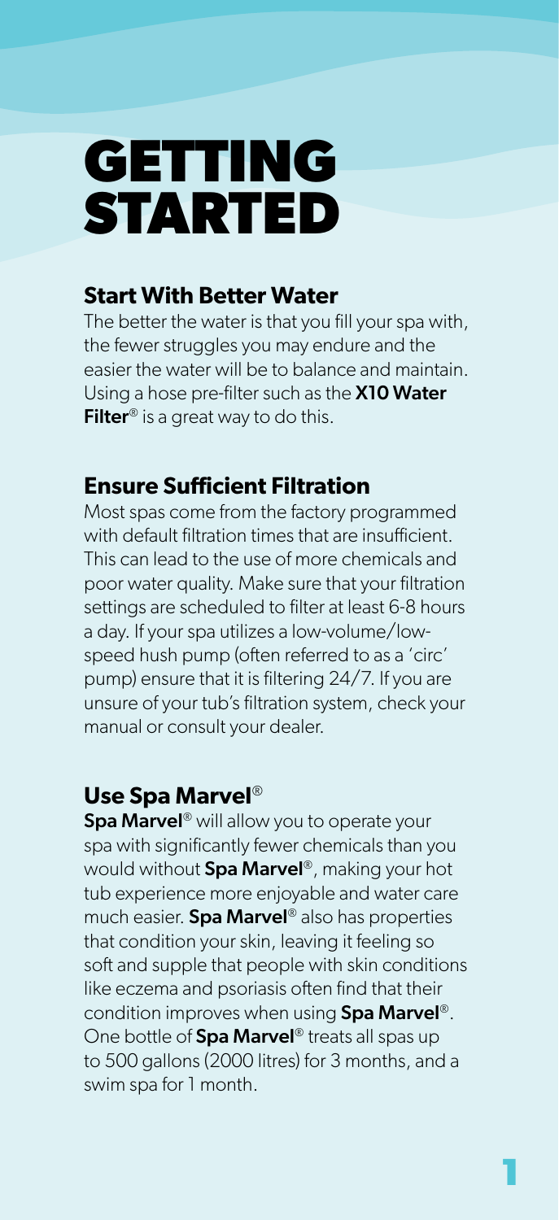# GETTING STARTED

## Start With Better Water

The better the water is that you fill your spa with, the fewer struggles you may endure and the easier the water will be to balance and maintain. Using a hose pre-filter such as the **X10 Water Filter**® is a great way to do this.

## Ensure Sufficient Filtration

Most spas come from the factory programmed with default filtration times that are insufficient. This can lead to the use of more chemicals and poor water quality. Make sure that your filtration settings are scheduled to filter at least 6-8 hours a day. If your spa utilizes a low-volume/low-speed hush pump (often referred to as a 'circ' pump) ensure that it is filtering 24/7. If you are unsure of your tub's filtration system, check your manual or consult your dealer.

## Use Spa Marvel®

**Spa Marvel**® will allow you to operate your spa with significantly fewer chemicals than you would without **Spa Marvel**®, making your hot tub experience more enjoyable and water care much easier. **Spa Marvel**® also has properties that condition your skin, leaving it feeling so soft and supple that people with skin conditions like eczema and psoriasis often find that their condition improves when using **Spa Marvel**®. One bottle of **Spa Marvel**® treats all spas up to 500 gallons (2000 litres) for 3 months, and a swim spa for 1 month.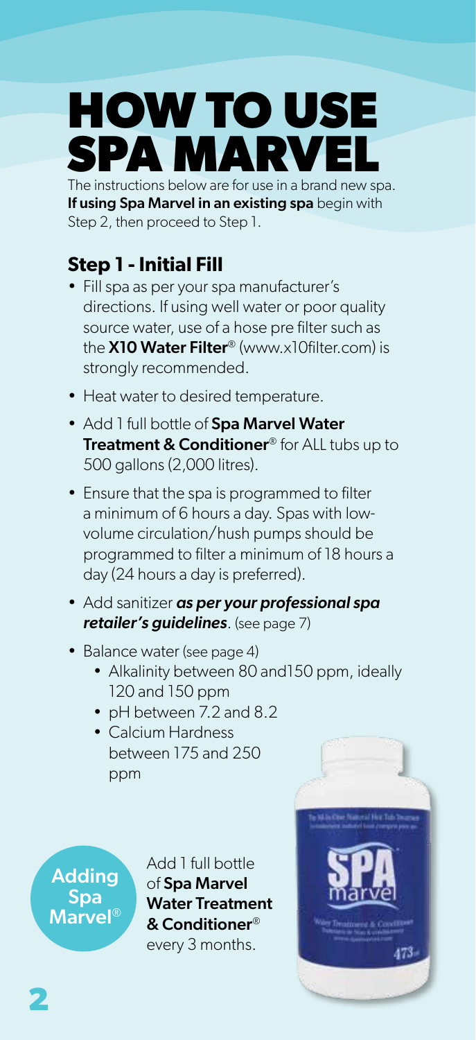# HOW TO USE SPA MARVEL

The instructions below are for use in a brand new spa. **If using Spa Marvel in an existing spa** begin with Step 2, then proceed to Step 1.

## Step 1 - Initial Fill

- Fill spa as per your spa manufacturer's directions. If using well water or poor quality source water, use of a hose pre filter such as the **X10 Water Filter®** (www.x10filter.com) is strongly recommended.
- Heat water to desired temperature.
- Add 1 full bottle of **Spa Marvel Water Treatment & Conditioner®** for ALL tubs up to 500 gallons (2,000 litres).
- Ensure that the spa is programmed to filter a minimum of 6 hours a day. Spas with low-volume circulation/hush pumps should be programmed to filter a minimum of 18 hours a day (24 hours a day is preferred).
- Add sanitizer ***as per your professional spa retailer's guidelines***. (see page 7)
- Balance water (see page 4)
  - Alkalinity between 80 and150 ppm, ideally 120 and 150 ppm
  - pH between 7.2 and 8.2
  - Calcium Hardness between 175 and 250 ppm

**Adding Spa Marvel®**

Add 1 full bottle of **Spa Marvel Water Treatment & Conditioner®** every 3 months.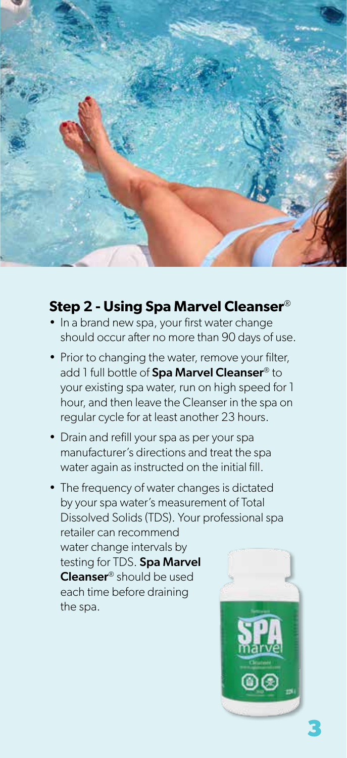## Step 2 - Using Spa Marvel Cleanser®

- In a brand new spa, your first water change should occur after no more than 90 days of use.
- Prior to changing the water, remove your filter, add 1 full bottle of **Spa Marvel Cleanser®** to your existing spa water, run on high speed for 1 hour, and then leave the Cleanser in the spa on regular cycle for at least another 23 hours.
- Drain and refill your spa as per your spa manufacturer's directions and treat the spa water again as instructed on the initial fill.
- The frequency of water changes is dictated by your spa water's measurement of Total Dissolved Solids (TDS). Your professional spa retailer can recommend water change intervals by testing for TDS. **Spa Marvel Cleanser®** should be used each time before draining the spa.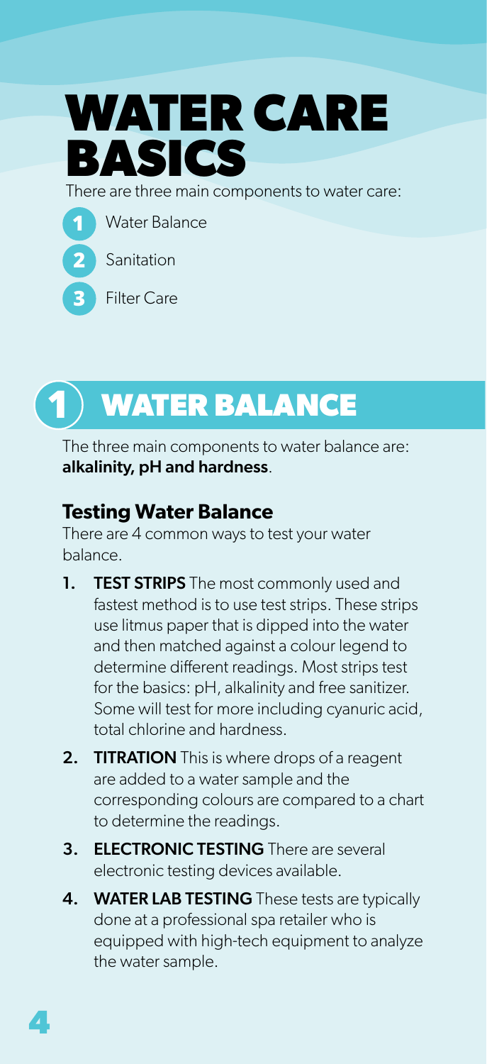# WATER CARE BASICS

There are three main components to water care:

1. Water Balance
2. Sanitation
3. Filter Care

## 1 WATER BALANCE

The three main components to water balance are: **alkalinity, pH and hardness**.

### Testing Water Balance

There are 4 common ways to test your water balance.

1. **TEST STRIPS** The most commonly used and fastest method is to use test strips. These strips use litmus paper that is dipped into the water and then matched against a colour legend to determine different readings. Most strips test for the basics: pH, alkalinity and free sanitizer. Some will test for more including cyanuric acid, total chlorine and hardness.
2. **TITRATION** This is where drops of a reagent are added to a water sample and the corresponding colours are compared to a chart to determine the readings.
3. **ELECTRONIC TESTING** There are several electronic testing devices available.
4. **WATER LAB TESTING** These tests are typically done at a professional spa retailer who is equipped with high-tech equipment to analyze the water sample.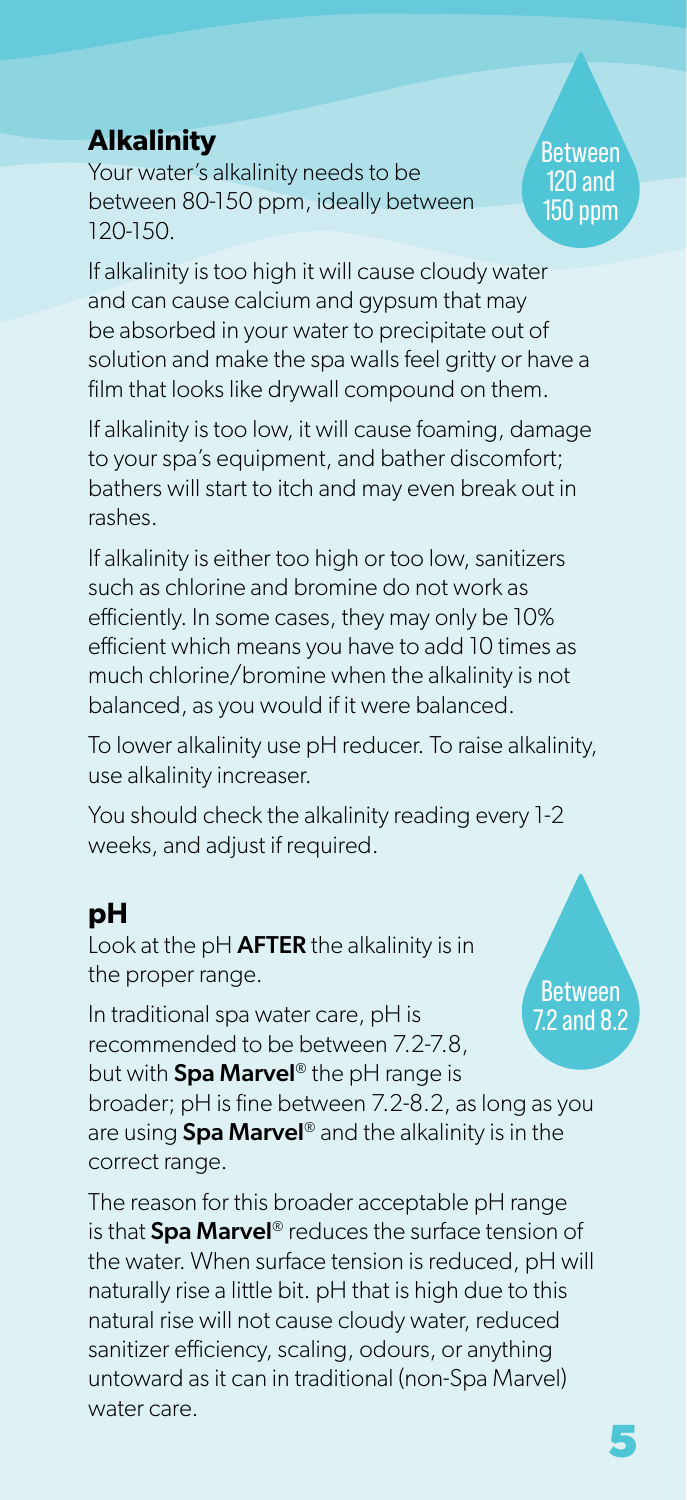## Alkalinity

Your water's alkalinity needs to be between 80-150 ppm, ideally between 120-150.

Between 120 and 150 ppm

If alkalinity is too high it will cause cloudy water and can cause calcium and gypsum that may be absorbed in your water to precipitate out of solution and make the spa walls feel gritty or have a film that looks like drywall compound on them.

If alkalinity is too low, it will cause foaming, damage to your spa's equipment, and bather discomfort; bathers will start to itch and may even break out in rashes.

If alkalinity is either too high or too low, sanitizers such as chlorine and bromine do not work as efficiently. In some cases, they may only be 10% efficient which means you have to add 10 times as much chlorine/bromine when the alkalinity is not balanced, as you would if it were balanced.

To lower alkalinity use pH reducer. To raise alkalinity, use alkalinity increaser.

You should check the alkalinity reading every 1-2 weeks, and adjust if required.

## pH

Look at the pH **AFTER** the alkalinity is in the proper range.

Between 7.2 and 8.2

In traditional spa water care, pH is recommended to be between 7.2-7.8, but with **Spa Marvel**® the pH range is broader; pH is fine between 7.2-8.2, as long as you are using **Spa Marvel**® and the alkalinity is in the correct range.

The reason for this broader acceptable pH range is that **Spa Marvel**® reduces the surface tension of the water. When surface tension is reduced, pH will naturally rise a little bit. pH that is high due to this natural rise will not cause cloudy water, reduced sanitizer efficiency, scaling, odours, or anything untoward as it can in traditional (non-Spa Marvel) water care.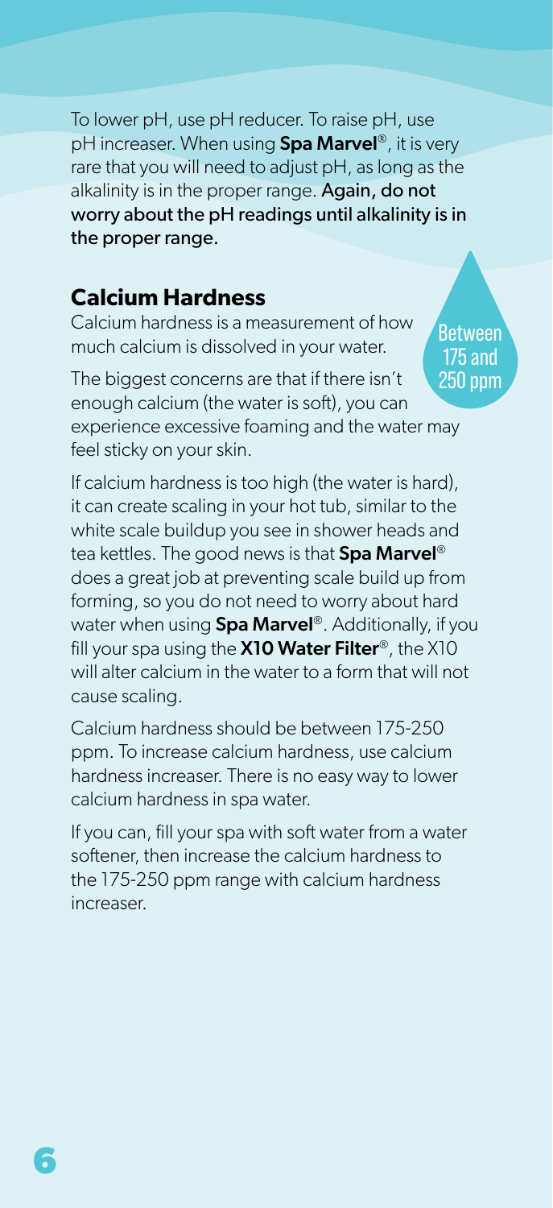To lower pH, use pH reducer. To raise pH, use pH increaser. When using **Spa Marvel**®, it is very rare that you will need to adjust pH, as long as the alkalinity is in the proper range. **Again, do not worry about the pH readings until alkalinity is in the proper range.**

## Calcium Hardness

Between 175 and 250 ppm

Calcium hardness is a measurement of how much calcium is dissolved in your water.

The biggest concerns are that if there isn't enough calcium (the water is soft), you can experience excessive foaming and the water may feel sticky on your skin.

If calcium hardness is too high (the water is hard), it can create scaling in your hot tub, similar to the white scale buildup you see in shower heads and tea kettles. The good news is that **Spa Marvel**® does a great job at preventing scale build up from forming, so you do not need to worry about hard water when using **Spa Marvel**®. Additionally, if you fill your spa using the **X10 Water Filter**®, the X10 will alter calcium in the water to a form that will not cause scaling.

Calcium hardness should be between 175-250 ppm. To increase calcium hardness, use calcium hardness increaser. There is no easy way to lower calcium hardness in spa water.

If you can, fill your spa with soft water from a water softener, then increase the calcium hardness to the 175-250 ppm range with calcium hardness increaser.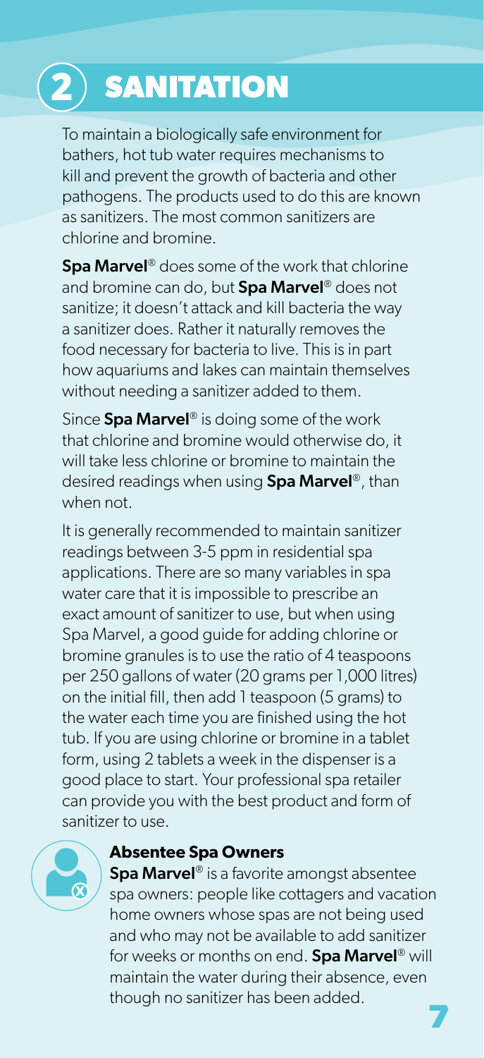# 2 SANITATION

To maintain a biologically safe environment for bathers, hot tub water requires mechanisms to kill and prevent the growth of bacteria and other pathogens. The products used to do this are known as sanitizers. The most common sanitizers are chlorine and bromine.

**Spa Marvel**® does some of the work that chlorine and bromine can do, but **Spa Marvel**® does not sanitize; it doesn't attack and kill bacteria the way a sanitizer does. Rather it naturally removes the food necessary for bacteria to live. This is in part how aquariums and lakes can maintain themselves without needing a sanitizer added to them.

Since **Spa Marvel**® is doing some of the work that chlorine and bromine would otherwise do, it will take less chlorine or bromine to maintain the desired readings when using **Spa Marvel**®, than when not.

It is generally recommended to maintain sanitizer readings between 3-5 ppm in residential spa applications. There are so many variables in spa water care that it is impossible to prescribe an exact amount of sanitizer to use, but when using Spa Marvel, a good guide for adding chlorine or bromine granules is to use the ratio of 4 teaspoons per 250 gallons of water (20 grams per 1,000 litres) on the initial fill, then add 1 teaspoon (5 grams) to the water each time you are finished using the hot tub. If you are using chlorine or bromine in a tablet form, using 2 tablets a week in the dispenser is a good place to start. Your professional spa retailer can provide you with the best product and form of sanitizer to use.

### Absentee Spa Owners

**Spa Marvel**® is a favorite amongst absentee spa owners: people like cottagers and vacation home owners whose spas are not being used and who may not be available to add sanitizer for weeks or months on end. **Spa Marvel**® will maintain the water during their absence, even though no sanitizer has been added.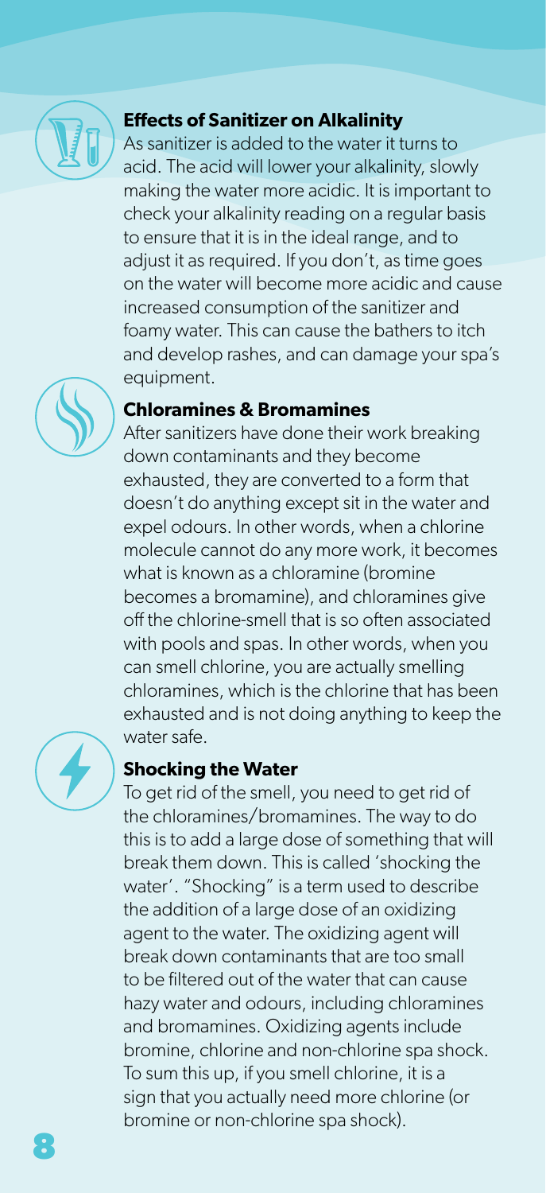### Effects of Sanitizer on Alkalinity

As sanitizer is added to the water it turns to acid. The acid will lower your alkalinity, slowly making the water more acidic. It is important to check your alkalinity reading on a regular basis to ensure that it is in the ideal range, and to adjust it as required. If you don't, as time goes on the water will become more acidic and cause increased consumption of the sanitizer and foamy water. This can cause the bathers to itch and develop rashes, and can damage your spa's equipment.

### Chloramines & Bromamines

After sanitizers have done their work breaking down contaminants and they become exhausted, they are converted to a form that doesn't do anything except sit in the water and expel odours. In other words, when a chlorine molecule cannot do any more work, it becomes what is known as a chloramine (bromine becomes a bromamine), and chloramines give off the chlorine-smell that is so often associated with pools and spas. In other words, when you can smell chlorine, you are actually smelling chloramines, which is the chlorine that has been exhausted and is not doing anything to keep the water safe.

### Shocking the Water

To get rid of the smell, you need to get rid of the chloramines/bromamines. The way to do this is to add a large dose of something that will break them down. This is called 'shocking the water'. "Shocking" is a term used to describe the addition of a large dose of an oxidizing agent to the water. The oxidizing agent will break down contaminants that are too small to be filtered out of the water that can cause hazy water and odours, including chloramines and bromamines. Oxidizing agents include bromine, chlorine and non-chlorine spa shock. To sum this up, if you smell chlorine, it is a sign that you actually need more chlorine (or bromine or non-chlorine spa shock).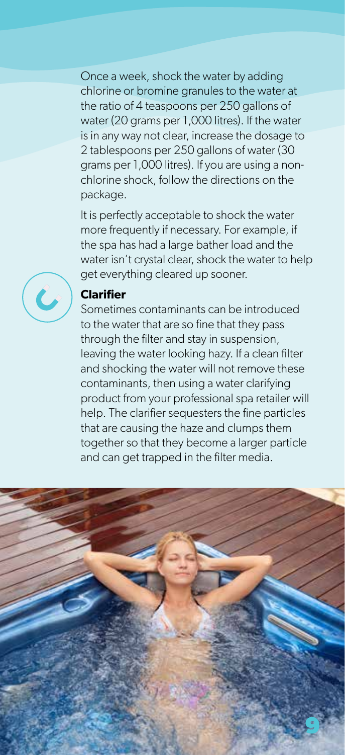Once a week, shock the water by adding chlorine or bromine granules to the water at the ratio of 4 teaspoons per 250 gallons of water (20 grams per 1,000 litres). If the water is in any way not clear, increase the dosage to 2 tablespoons per 250 gallons of water (30 grams per 1,000 litres). If you are using a non-chlorine shock, follow the directions on the package.

It is perfectly acceptable to shock the water more frequently if necessary. For example, if the spa has had a large bather load and the water isn't crystal clear, shock the water to help get everything cleared up sooner.

### Clarifier

Sometimes contaminants can be introduced to the water that are so fine that they pass through the filter and stay in suspension, leaving the water looking hazy. If a clean filter and shocking the water will not remove these contaminants, then using a water clarifying product from your professional spa retailer will help. The clarifier sequesters the fine particles that are causing the haze and clumps them together so that they become a larger particle and can get trapped in the filter media.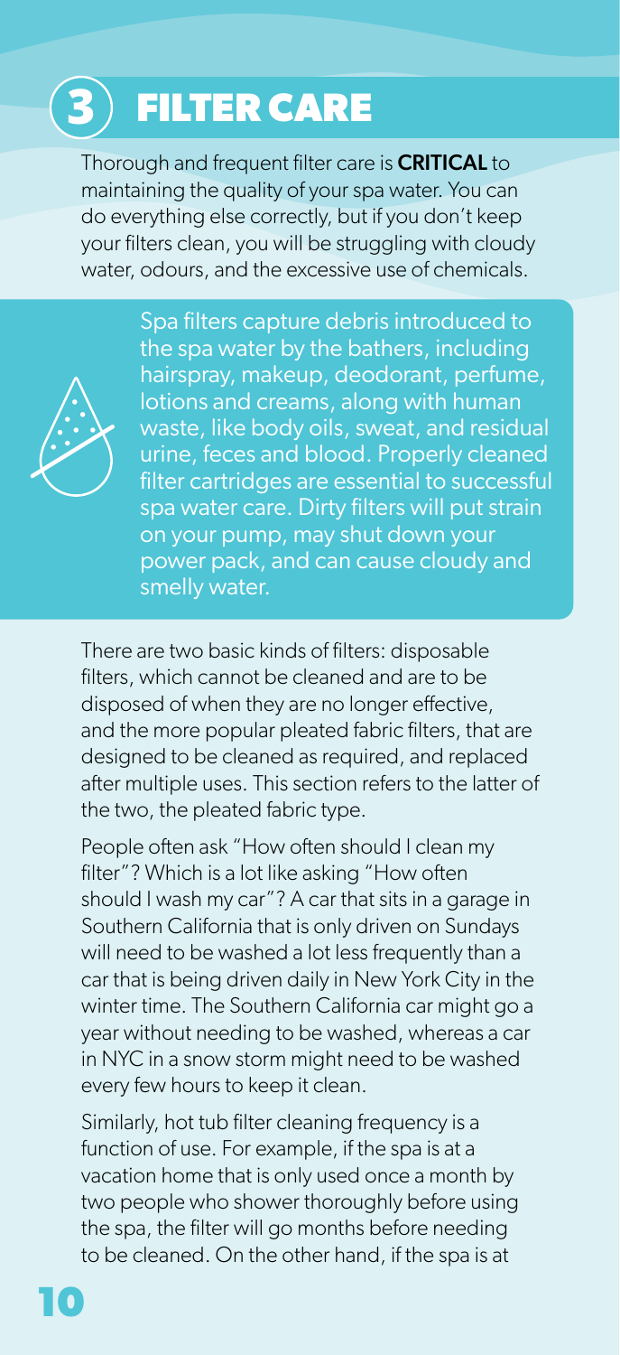# 3 FILTER CARE

Thorough and frequent filter care is **CRITICAL** to maintaining the quality of your spa water. You can do everything else correctly, but if you don't keep your filters clean, you will be struggling with cloudy water, odours, and the excessive use of chemicals.

Spa filters capture debris introduced to the spa water by the bathers, including hairspray, makeup, deodorant, perfume, lotions and creams, along with human waste, like body oils, sweat, and residual urine, feces and blood. Properly cleaned filter cartridges are essential to successful spa water care. Dirty filters will put strain on your pump, may shut down your power pack, and can cause cloudy and smelly water.

There are two basic kinds of filters: disposable filters, which cannot be cleaned and are to be disposed of when they are no longer effective, and the more popular pleated fabric filters, that are designed to be cleaned as required, and replaced after multiple uses. This section refers to the latter of the two, the pleated fabric type.

People often ask "How often should I clean my filter"? Which is a lot like asking "How often should I wash my car"? A car that sits in a garage in Southern California that is only driven on Sundays will need to be washed a lot less frequently than a car that is being driven daily in New York City in the winter time. The Southern California car might go a year without needing to be washed, whereas a car in NYC in a snow storm might need to be washed every few hours to keep it clean.

Similarly, hot tub filter cleaning frequency is a function of use. For example, if the spa is at a vacation home that is only used once a month by two people who shower thoroughly before using the spa, the filter will go months before needing to be cleaned. On the other hand, if the spa is at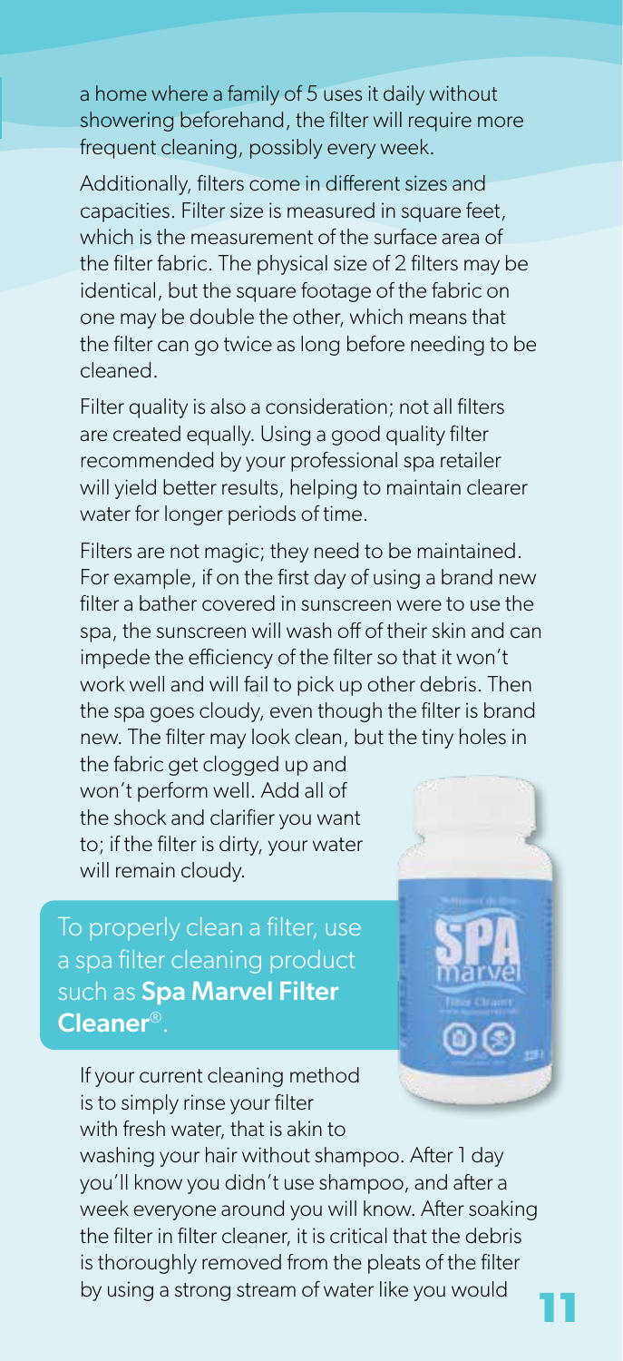a home where a family of 5 uses it daily without showering beforehand, the filter will require more frequent cleaning, possibly every week.

Additionally, filters come in different sizes and capacities. Filter size is measured in square feet, which is the measurement of the surface area of the filter fabric. The physical size of 2 filters may be identical, but the square footage of the fabric on one may be double the other, which means that the filter can go twice as long before needing to be cleaned.

Filter quality is also a consideration; not all filters are created equally. Using a good quality filter recommended by your professional spa retailer will yield better results, helping to maintain clearer water for longer periods of time.

Filters are not magic; they need to be maintained. For example, if on the first day of using a brand new filter a bather covered in sunscreen were to use the spa, the sunscreen will wash off of their skin and can impede the efficiency of the filter so that it won't work well and will fail to pick up other debris. Then the spa goes cloudy, even though the filter is brand new. The filter may look clean, but the tiny holes in the fabric get clogged up and won't perform well. Add all of the shock and clarifier you want to; if the filter is dirty, your water will remain cloudy.

To properly clean a filter, use a spa filter cleaning product such as **Spa Marvel Filter Cleaner®**.

If your current cleaning method is to simply rinse your filter with fresh water, that is akin to washing your hair without shampoo. After 1 day you'll know you didn't use shampoo, and after a week everyone around you will know. After soaking the filter in filter cleaner, it is critical that the debris is thoroughly removed from the pleats of the filter by using a strong stream of water like you would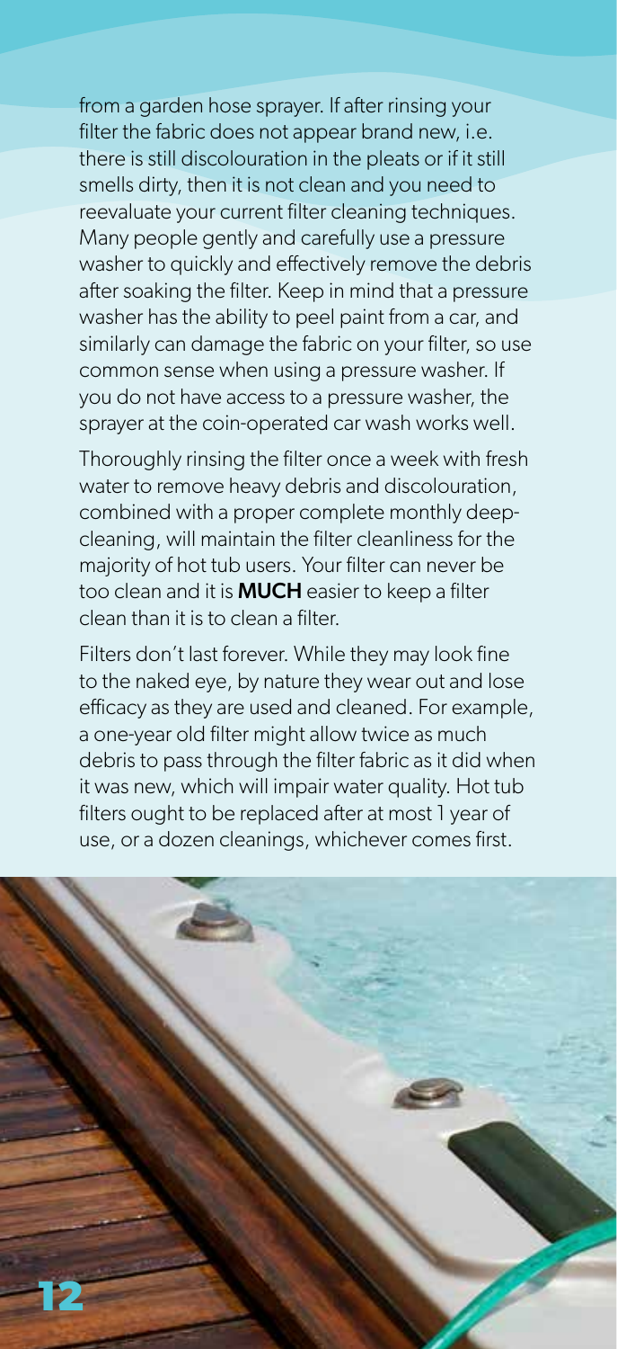from a garden hose sprayer. If after rinsing your filter the fabric does not appear brand new, i.e. there is still discolouration in the pleats or if it still smells dirty, then it is not clean and you need to reevaluate your current filter cleaning techniques. Many people gently and carefully use a pressure washer to quickly and effectively remove the debris after soaking the filter. Keep in mind that a pressure washer has the ability to peel paint from a car, and similarly can damage the fabric on your filter, so use common sense when using a pressure washer. If you do not have access to a pressure washer, the sprayer at the coin-operated car wash works well.

Thoroughly rinsing the filter once a week with fresh water to remove heavy debris and discolouration, combined with a proper complete monthly deep-cleaning, will maintain the filter cleanliness for the majority of hot tub users. Your filter can never be too clean and it is **MUCH** easier to keep a filter clean than it is to clean a filter.

Filters don't last forever. While they may look fine to the naked eye, by nature they wear out and lose efficacy as they are used and cleaned. For example, a one-year old filter might allow twice as much debris to pass through the filter fabric as it did when it was new, which will impair water quality. Hot tub filters ought to be replaced after at most 1 year of use, or a dozen cleanings, whichever comes first.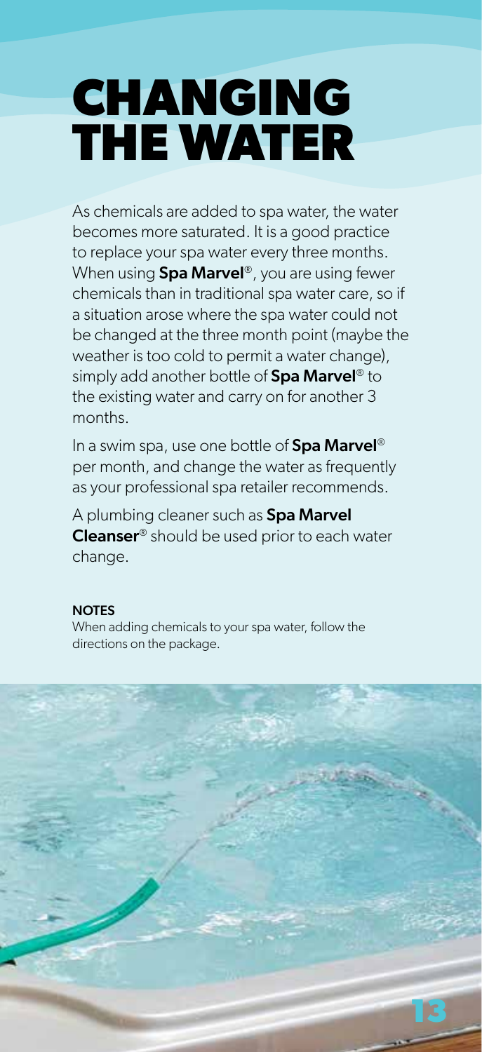# CHANGING THE WATER

As chemicals are added to spa water, the water becomes more saturated. It is a good practice to replace your spa water every three months. When using **Spa Marvel**®, you are using fewer chemicals than in traditional spa water care, so if a situation arose where the spa water could not be changed at the three month point (maybe the weather is too cold to permit a water change), simply add another bottle of **Spa Marvel**® to the existing water and carry on for another 3 months.

In a swim spa, use one bottle of **Spa Marvel**® per month, and change the water as frequently as your professional spa retailer recommends.

A plumbing cleaner such as **Spa Marvel Cleanser**® should be used prior to each water change.

**NOTES**

When adding chemicals to your spa water, follow the directions on the package.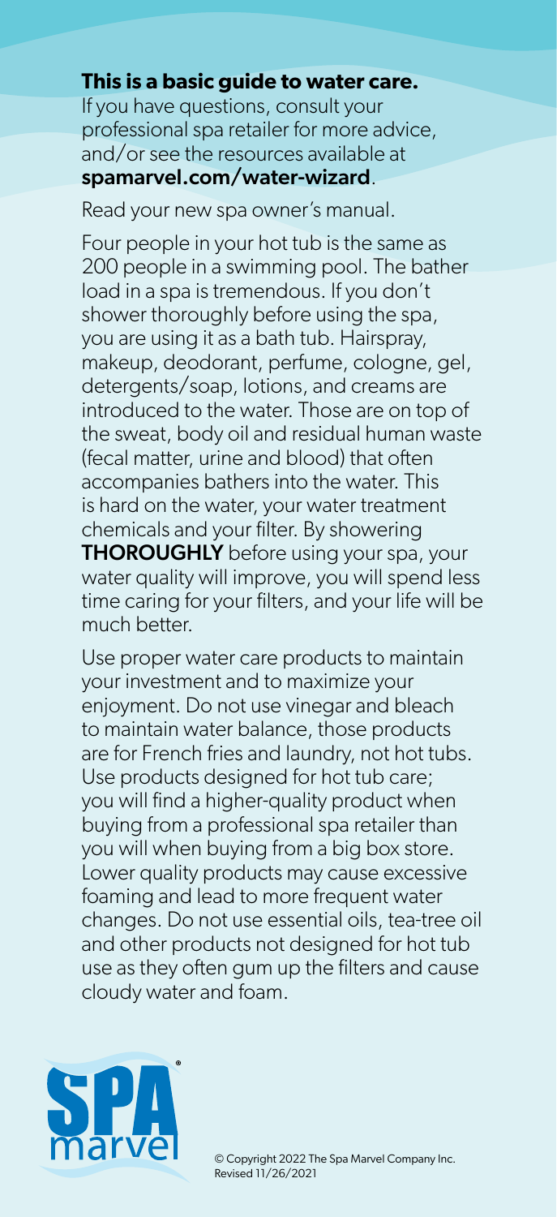**This is a basic guide to water care.** If you have questions, consult your professional spa retailer for more advice, and/or see the resources available at **spamarvel.com/water-wizard**.

Read your new spa owner's manual.

Four people in your hot tub is the same as 200 people in a swimming pool. The bather load in a spa is tremendous. If you don't shower thoroughly before using the spa, you are using it as a bath tub. Hairspray, makeup, deodorant, perfume, cologne, gel, detergents/soap, lotions, and creams are introduced to the water. Those are on top of the sweat, body oil and residual human waste (fecal matter, urine and blood) that often accompanies bathers into the water. This is hard on the water, your water treatment chemicals and your filter. By showering **THOROUGHLY** before using your spa, your water quality will improve, you will spend less time caring for your filters, and your life will be much better.

Use proper water care products to maintain your investment and to maximize your enjoyment. Do not use vinegar and bleach to maintain water balance, those products are for French fries and laundry, not hot tubs. Use products designed for hot tub care; you will find a higher-quality product when buying from a professional spa retailer than you will when buying from a big box store. Lower quality products may cause excessive foaming and lead to more frequent water changes. Do not use essential oils, tea-tree oil and other products not designed for hot tub use as they often gum up the filters and cause cloudy water and foam.

SPA marvel®

© Copyright 2022 The Spa Marvel Company Inc.
Revised 11/26/2021